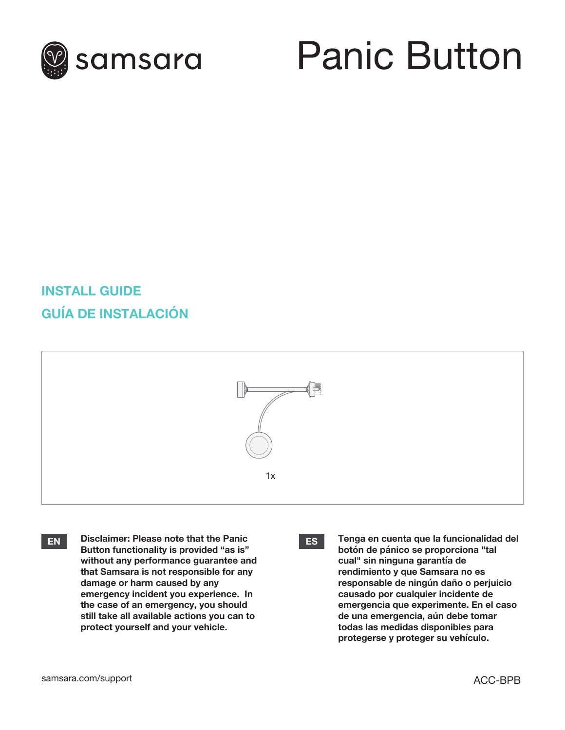samsara

# Panic Button

## INSTALL GUIDE

## GUÍA DE INSTALACIÓN

1x

**EN**

**Disclaimer: Please note that the Panic Button functionality is provided "as is" without any performance guarantee and that Samsara is not responsible for any damage or harm caused by any emergency incident you experience. In the case of an emergency, you should still take all available actions you can to protect yourself and your vehicle.**

**ES**

**Tenga en cuenta que la funcionalidad del botón de pánico se proporciona "tal cual" sin ninguna garantía de rendimiento y que Samsara no es responsable de ningún daño o perjuicio causado por cualquier incidente de emergencia que experimente. En el caso de una emergencia, aún debe tomar todas las medidas disponibles para protegerse y proteger su vehículo.**

samsara.com/support

ACC-BPB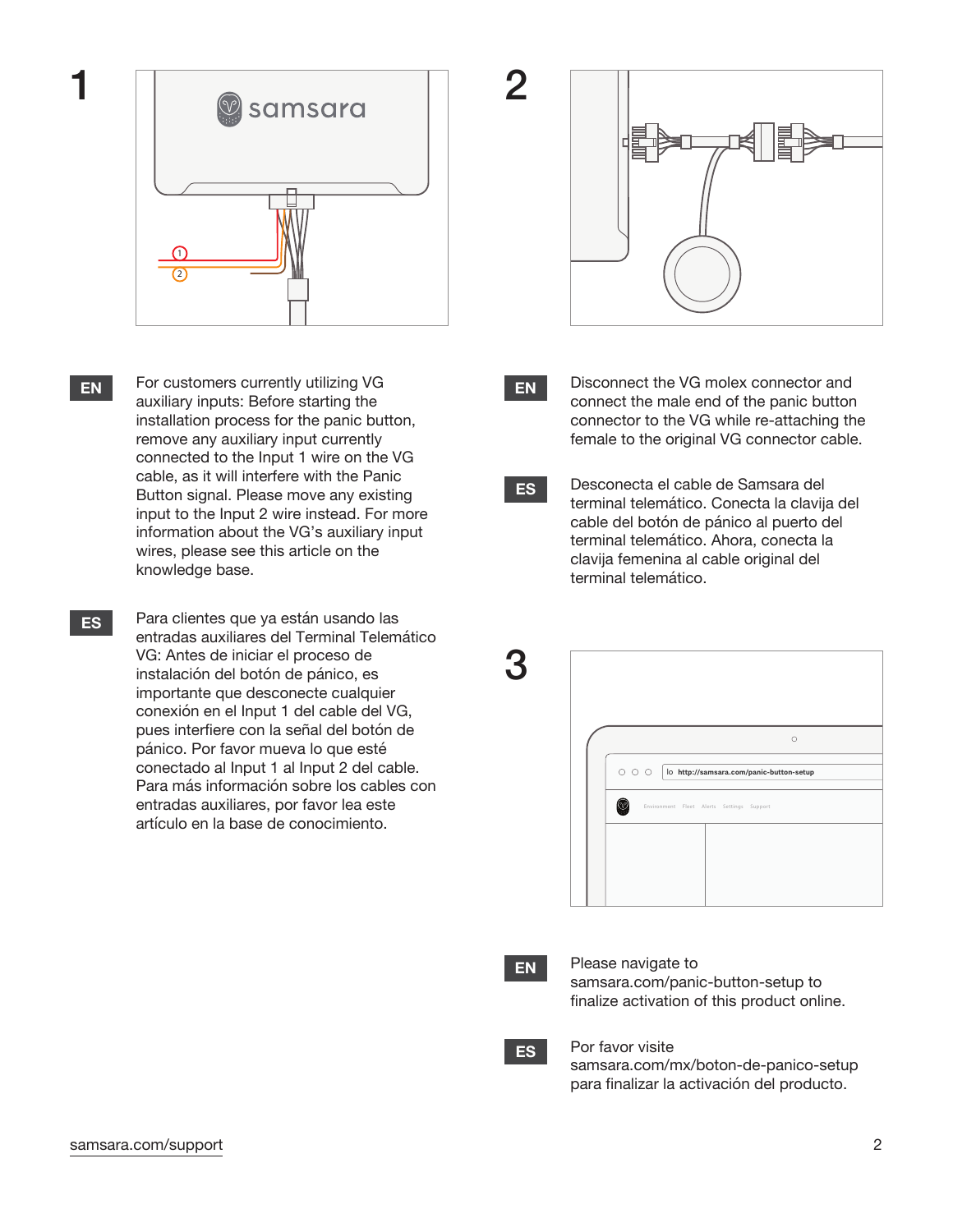## 1

**EN**

For customers currently utilizing VG auxiliary inputs: Before starting the installation process for the panic button, remove any auxiliary input currently connected to the Input 1 wire on the VG cable, as it will interfere with the Panic Button signal. Please move any existing input to the Input 2 wire instead. For more information about the VG's auxiliary input wires, please see this article on the knowledge base.

**ES**

Para clientes que ya están usando las entradas auxiliares del Terminal Telemático VG: Antes de iniciar el proceso de instalación del botón de pánico, es importante que desconecte cualquier conexión en el Input 1 del cable del VG, pues interfiere con la señal del botón de pánico. Por favor mueva lo que esté conectado al Input 1 al Input 2 del cable. Para más información sobre los cables con entradas auxiliares, por favor lea este artículo en la base de conocimiento.

## 2

**EN**

Disconnect the VG molex connector and connect the male end of the panic button connector to the VG while re-attaching the female to the original VG connector cable.

**ES**

Desconecta el cable de Samsara del terminal telemático. Conecta la clavija del cable del botón de pánico al puerto del terminal telemático. Ahora, conecta la clavija femenina al cable original del terminal telemático.

## 3

**EN**

Please navigate to samsara.com/panic-button-setup to finalize activation of this product online.

**ES**

Por favor visite samsara.com/mx/boton-de-panico-setup para finalizar la activación del producto.

samsara.com/support